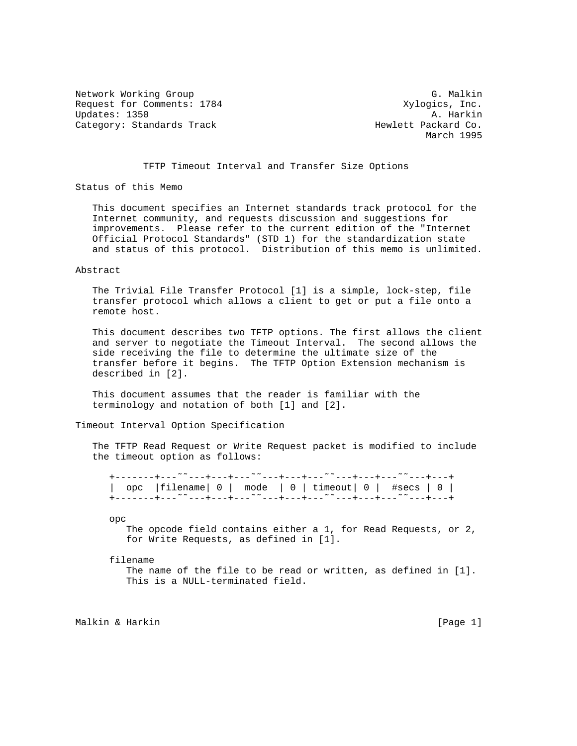Network Working Group G. Malkin
Request for Comments: 1784 Xylogics, Inc.
Updates: 1350 A. Harkin
Category: Standards Track Hewlett Packard Co.
March 1995

# TFTP Timeout Interval and Transfer Size Options

## Status of this Memo

This document specifies an Internet standards track protocol for the Internet community, and requests discussion and suggestions for improvements. Please refer to the current edition of the "Internet Official Protocol Standards" (STD 1) for the standardization state and status of this protocol. Distribution of this memo is unlimited.

## Abstract

The Trivial File Transfer Protocol [1] is a simple, lock-step, file transfer protocol which allows a client to get or put a file onto a remote host.

This document describes two TFTP options. The first allows the client and server to negotiate the Timeout Interval. The second allows the side receiving the file to determine the ultimate size of the transfer before it begins. The TFTP Option Extension mechanism is described in [2].

This document assumes that the reader is familiar with the terminology and notation of both [1] and [2].

## Timeout Interval Option Specification

The TFTP Read Request or Write Request packet is modified to include the timeout option as follows:

```
+-------+---~~---+---+---~~---+---+---~~---+---+---~~---+---+
|  opc  |filename| 0 |  mode  | 0 | timeout| 0 |  #secs | 0 |
+-------+---~~---+---+---~~---+---+---~~---+---+---~~---+---+
```

opc
: The opcode field contains either a 1, for Read Requests, or 2, for Write Requests, as defined in [1].

filename
: The name of the file to be read or written, as defined in [1]. This is a NULL-terminated field.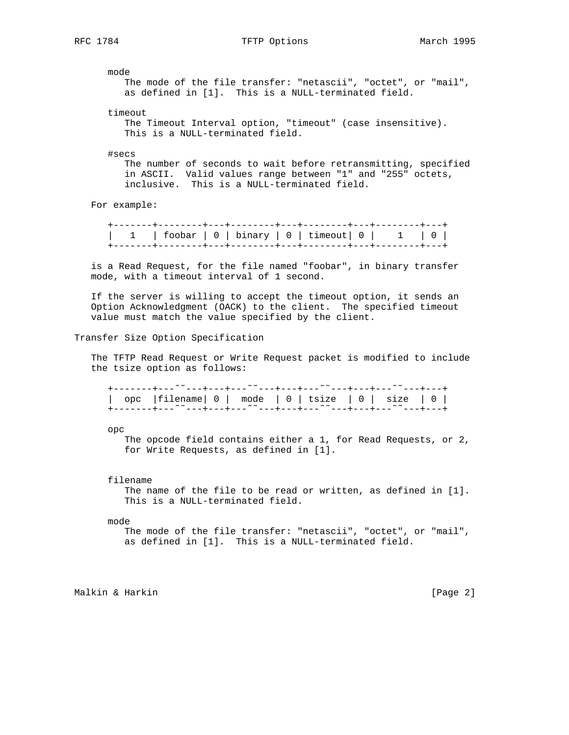mode
The mode of the file transfer: "netascii", "octet", or "mail", as defined in [1]. This is a NULL-terminated field.

timeout
The Timeout Interval option, "timeout" (case insensitive). This is a NULL-terminated field.

#secs
The number of seconds to wait before retransmitting, specified in ASCII. Valid values range between "1" and "255" octets, inclusive. This is a NULL-terminated field.

For example:

```
+-------+--------+---+--------+---+--------+---+--------+---+
|   1   | foobar | 0 | binary | 0 | timeout| 0 |    1   | 0 |
+-------+--------+---+--------+---+--------+---+--------+---+
```

is a Read Request, for the file named "foobar", in binary transfer mode, with a timeout interval of 1 second.

If the server is willing to accept the timeout option, it sends an Option Acknowledgment (OACK) to the client. The specified timeout value must match the value specified by the client.

## Transfer Size Option Specification

The TFTP Read Request or Write Request packet is modified to include the tsize option as follows:

```
+-------+---~~---+---+---~~---+---+---~~---+---+---~~---+---+
|  opc  |filename| 0 |  mode  | 0 | tsize  | 0 |  size  | 0 |
+-------+---~~---+---+---~~---+---+---~~---+---+---~~---+---+
```

opc
The opcode field contains either a 1, for Read Requests, or 2, for Write Requests, as defined in [1].

filename
The name of the file to be read or written, as defined in [1]. This is a NULL-terminated field.

mode
The mode of the file transfer: "netascii", "octet", or "mail", as defined in [1]. This is a NULL-terminated field.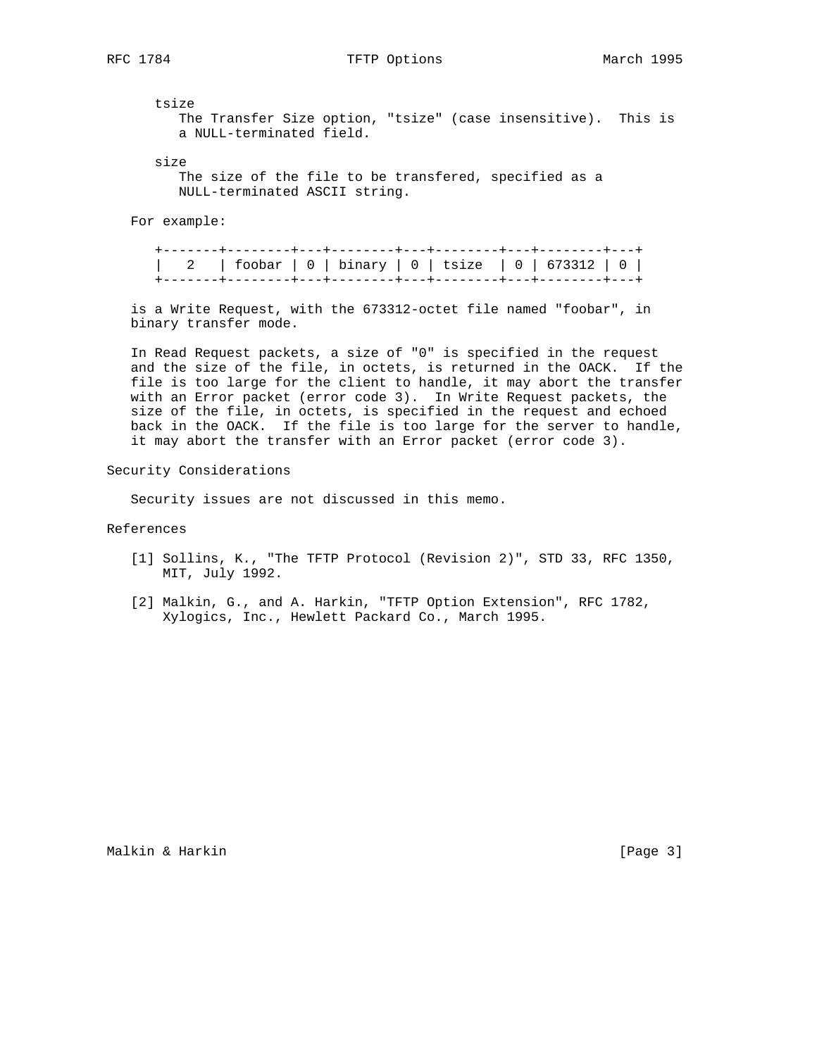tsize
: The Transfer Size option, "tsize" (case insensitive). This is a NULL-terminated field.

size
: The size of the file to be transfered, specified as a NULL-terminated ASCII string.

For example:

```
+-------+--------+---+--------+---+--------+---+--------+---+
|   2   | foobar | 0 | binary | 0 | tsize  | 0 | 673312 | 0 |
+-------+--------+---+--------+---+--------+---+--------+---+
```

is a Write Request, with the 673312-octet file named "foobar", in binary transfer mode.

In Read Request packets, a size of "0" is specified in the request and the size of the file, in octets, is returned in the OACK. If the file is too large for the client to handle, it may abort the transfer with an Error packet (error code 3). In Write Request packets, the size of the file, in octets, is specified in the request and echoed back in the OACK. If the file is too large for the server to handle, it may abort the transfer with an Error packet (error code 3).

## Security Considerations

Security issues are not discussed in this memo.

## References

[1] Sollins, K., "The TFTP Protocol (Revision 2)", STD 33, RFC 1350, MIT, July 1992.

[2] Malkin, G., and A. Harkin, "TFTP Option Extension", RFC 1782, Xylogics, Inc., Hewlett Packard Co., March 1995.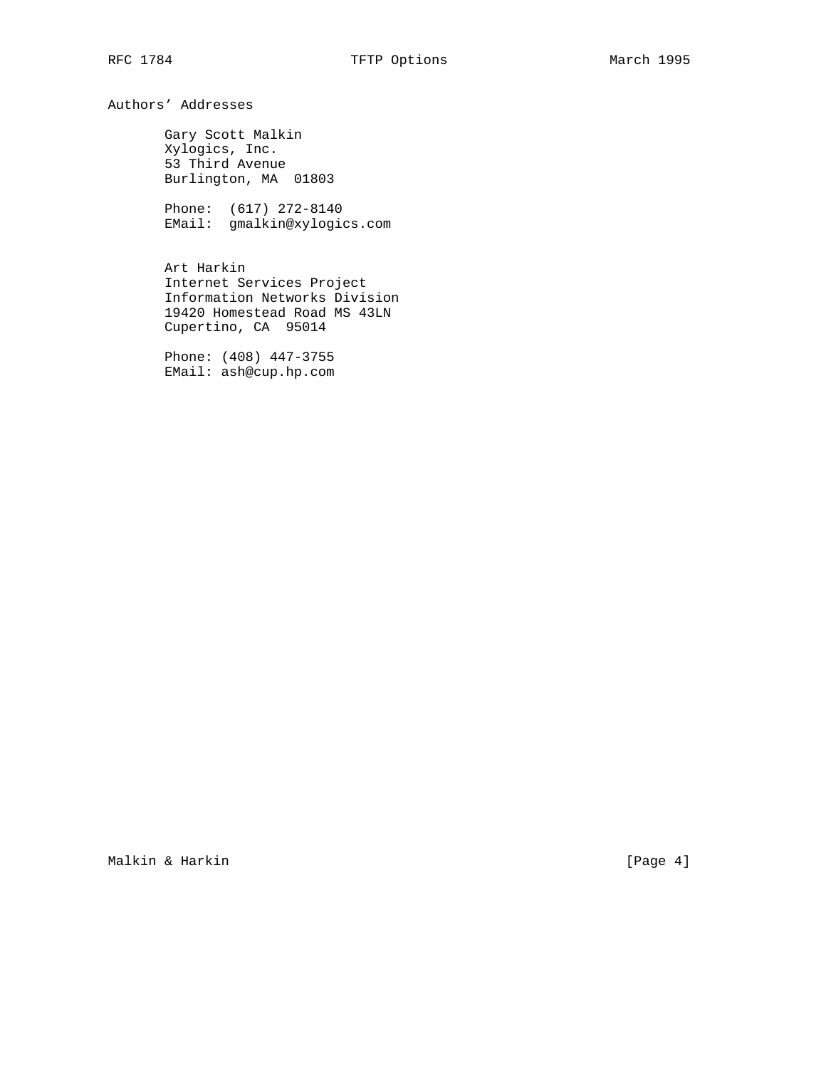## Authors' Addresses

Gary Scott Malkin
Xylogics, Inc.
53 Third Avenue
Burlington, MA  01803

Phone:  (617) 272-8140
EMail:  gmalkin@xylogics.com

Art Harkin
Internet Services Project
Information Networks Division
19420 Homestead Road MS 43LN
Cupertino, CA  95014

Phone: (408) 447-3755
EMail: ash@cup.hp.com